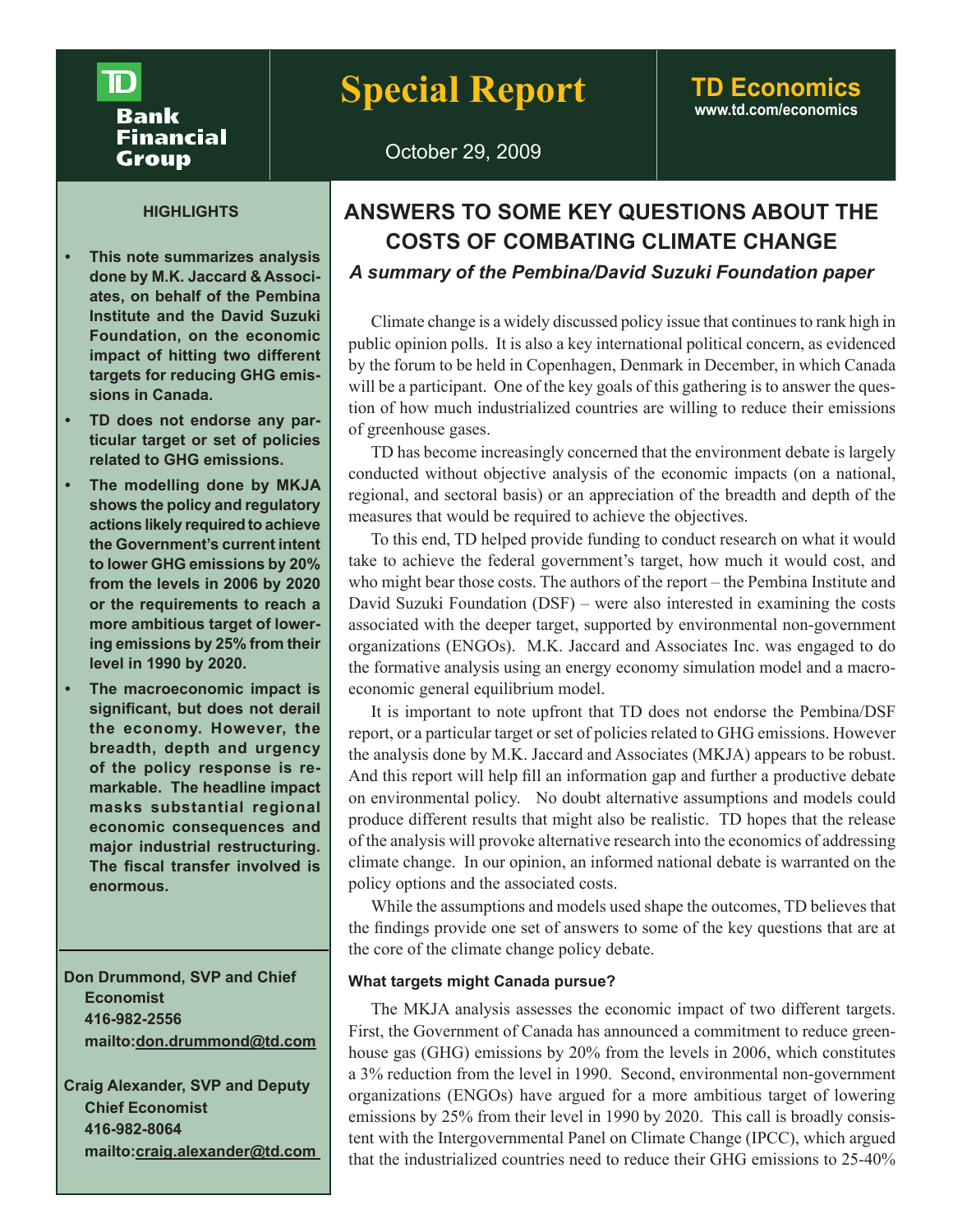**TD Bank Financial Group**

# Special Report

**TD Economics**
www.td.com/economics

October 29, 2009

## ANSWERS TO SOME KEY QUESTIONS ABOUT THE COSTS OF COMBATING CLIMATE CHANGE

### *A summary of the Pembina/David Suzuki Foundation paper*

**HIGHLIGHTS**

- **This note summarizes analysis done by M.K. Jaccard & Associates, on behalf of the Pembina Institute and the David Suzuki Foundation, on the economic impact of hitting two different targets for reducing GHG emissions in Canada.**
- **TD does not endorse any particular target or set of policies related to GHG emissions.**
- **The modelling done by MKJA shows the policy and regulatory actions likely required to achieve the Government's current intent to lower GHG emissions by 20% from the levels in 2006 by 2020 or the requirements to reach a more ambitious target of lowering emissions by 25% from their level in 1990 by 2020.**
- **The macroeconomic impact is significant, but does not derail the economy. However, the breadth, depth and urgency of the policy response is remarkable. The headline impact masks substantial regional economic consequences and major industrial restructuring. The fiscal transfer involved is enormous.**

**Don Drummond, SVP and Chief Economist**
**416-982-2556**
**mailto:don.drummond@td.com**

**Craig Alexander, SVP and Deputy Chief Economist**
**416-982-8064**
**mailto:craig.alexander@td.com**

Climate change is a widely discussed policy issue that continues to rank high in public opinion polls. It is also a key international political concern, as evidenced by the forum to be held in Copenhagen, Denmark in December, in which Canada will be a participant. One of the key goals of this gathering is to answer the question of how much industrialized countries are willing to reduce their emissions of greenhouse gases.

TD has become increasingly concerned that the environment debate is largely conducted without objective analysis of the economic impacts (on a national, regional, and sectoral basis) or an appreciation of the breadth and depth of the measures that would be required to achieve the objectives.

To this end, TD helped provide funding to conduct research on what it would take to achieve the federal government's target, how much it would cost, and who might bear those costs. The authors of the report – the Pembina Institute and David Suzuki Foundation (DSF) – were also interested in examining the costs associated with the deeper target, supported by environmental non-government organizations (ENGOs). M.K. Jaccard and Associates Inc. was engaged to do the formative analysis using an energy economy simulation model and a macroeconomic general equilibrium model.

It is important to note upfront that TD does not endorse the Pembina/DSF report, or a particular target or set of policies related to GHG emissions. However the analysis done by M.K. Jaccard and Associates (MKJA) appears to be robust. And this report will help fill an information gap and further a productive debate on environmental policy. No doubt alternative assumptions and models could produce different results that might also be realistic. TD hopes that the release of the analysis will provoke alternative research into the economics of addressing climate change. In our opinion, an informed national debate is warranted on the policy options and the associated costs.

While the assumptions and models used shape the outcomes, TD believes that the findings provide one set of answers to some of the key questions that are at the core of the climate change policy debate.

#### What targets might Canada pursue?

The MKJA analysis assesses the economic impact of two different targets. First, the Government of Canada has announced a commitment to reduce greenhouse gas (GHG) emissions by 20% from the levels in 2006, which constitutes a 3% reduction from the level in 1990. Second, environmental non-government organizations (ENGOs) have argued for a more ambitious target of lowering emissions by 25% from their level in 1990 by 2020. This call is broadly consistent with the Intergovernmental Panel on Climate Change (IPCC), which argued that the industrialized countries need to reduce their GHG emissions to 25-40%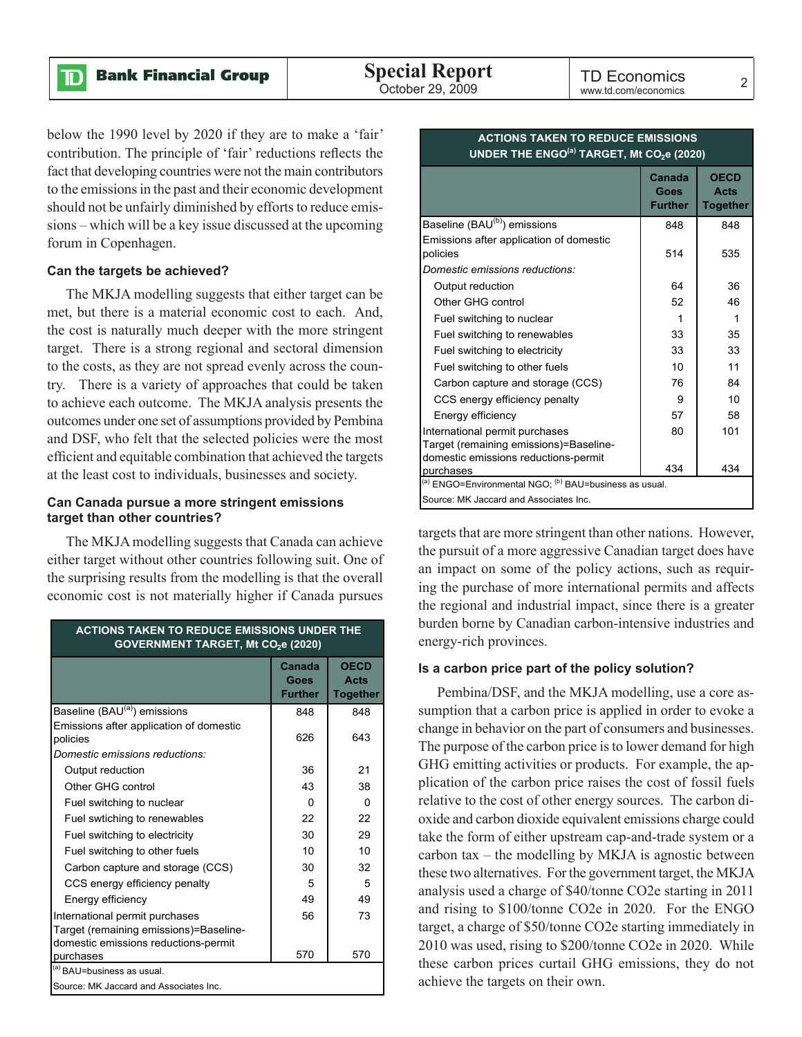below the 1990 level by 2020 if they are to make a 'fair' contribution. The principle of 'fair' reductions reflects the fact that developing countries were not the main contributors to the emissions in the past and their economic development should not be unfairly diminished by efforts to reduce emissions – which will be a key issue discussed at the upcoming forum in Copenhagen.

### Can the targets be achieved?

The MKJA modelling suggests that either target can be met, but there is a material economic cost to each. And, the cost is naturally much deeper with the more stringent target. There is a strong regional and sectoral dimension to the costs, as they are not spread evenly across the country. There is a variety of approaches that could be taken to achieve each outcome. The MKJA analysis presents the outcomes under one set of assumptions provided by Pembina and DSF, who felt that the selected policies were the most efficient and equitable combination that achieved the targets at the least cost to individuals, businesses and society.

### Can Canada pursue a more stringent emissions target than other countries?

The MKJA modelling suggests that Canada can achieve either target without other countries following suit. One of the surprising results from the modelling is that the overall economic cost is not materially higher if Canada pursues targets that are more stringent than other nations. However, the pursuit of a more aggressive Canadian target does have an impact on some of the policy actions, such as requiring the purchase of more international permits and affects the regional and industrial impact, since there is a greater burden borne by Canadian carbon-intensive industries and energy-rich provinces.

**ACTIONS TAKEN TO REDUCE EMISSIONS UNDER THE GOVERNMENT TARGET, Mt $CO_2e$ (2020)**

| | Canada Goes Further | OECD Acts Together |
|---|---|---|
| Baseline (BAU[a]) emissions | 848 | 848 |
| Emissions after application of domestic policies | 626 | 643 |
| *Domestic emissions reductions:* | | |
| Output reduction | 36 | 21 |
| Other GHG control | 43 | 38 |
| Fuel switching to nuclear | 0 | 0 |
| Fuel swtiching to renewables | 22 | 22 |
| Fuel switching to electricity | 30 | 29 |
| Fuel switching to other fuels | 10 | 10 |
| Carbon capture and storage (CCS) | 30 | 32 |
| CCS energy efficiency penalty | 5 | 5 |
| Energy efficiency | 49 | 49 |
| International permit purchases | 56 | 73 |
| Target (remaining emissions)=Baseline-domestic emissions reductions-permit purchases | 570 | 570 |

[a] BAU=business as usual.

Source: MK Jaccard and Associates Inc.

**ACTIONS TAKEN TO REDUCE EMISSIONS UNDER THE ENGO[a] TARGET, Mt $CO_2e$ (2020)**

| | Canada Goes Further | OECD Acts Together |
|---|---|---|
| Baseline (BAU[b]) emissions | 848 | 848 |
| Emissions after application of domestic policies | 514 | 535 |
| *Domestic emissions reductions:* | | |
| Output reduction | 64 | 36 |
| Other GHG control | 52 | 46 |
| Fuel switching to nuclear | 1 | 1 |
| Fuel switching to renewables | 33 | 35 |
| Fuel switching to electricity | 33 | 33 |
| Fuel switching to other fuels | 10 | 11 |
| Carbon capture and storage (CCS) | 76 | 84 |
| CCS energy efficiency penalty | 9 | 10 |
| Energy efficiency | 57 | 58 |
| International permit purchases | 80 | 101 |
| Target (remaining emissions)=Baseline-domestic emissions reductions-permit purchases | 434 | 434 |

[a] ENGO=Environmental NGO; [b] BAU=business as usual.

Source: MK Jaccard and Associates Inc.

### Is a carbon price part of the policy solution?

Pembina/DSF, and the MKJA modelling, use a core assumption that a carbon price is applied in order to evoke a change in behavior on the part of consumers and businesses. The purpose of the carbon price is to lower demand for high GHG emitting activities or products. For example, the application of the carbon price raises the cost of fossil fuels relative to the cost of other energy sources. The carbon dioxide and carbon dioxide equivalent emissions charge could take the form of either upstream cap-and-trade system or a carbon tax – the modelling by MKJA is agnostic between these two alternatives. For the government target, the MKJA analysis used a charge of \$40/tonne CO2e starting in 2011 and rising to \$100/tonne CO2e in 2020. For the ENGO target, a charge of \$50/tonne CO2e starting immediately in 2010 was used, rising to \$200/tonne CO2e in 2020. While these carbon prices curtail GHG emissions, they do not achieve the targets on their own.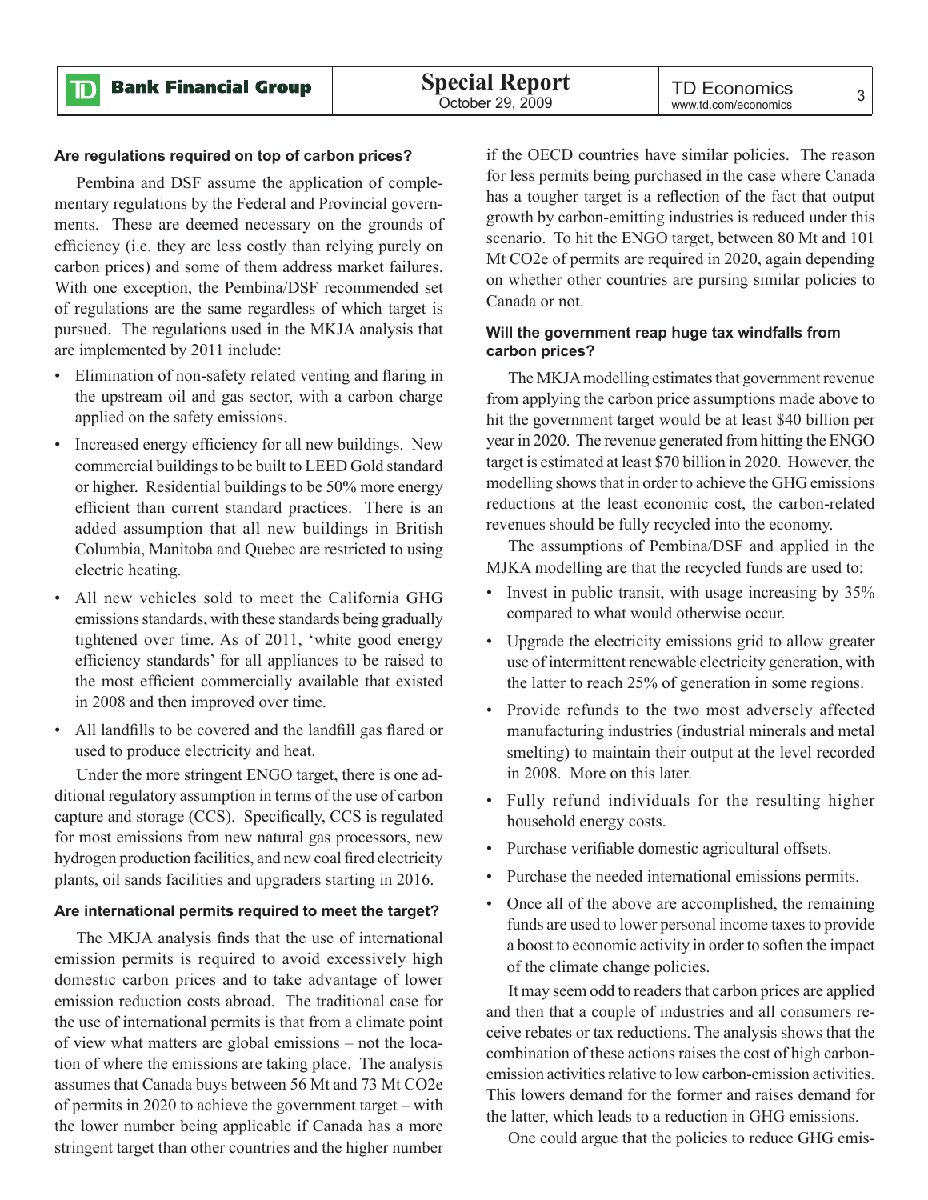### Are regulations required on top of carbon prices?

Pembina and DSF assume the application of complementary regulations by the Federal and Provincial governments. These are deemed necessary on the grounds of efficiency (i.e. they are less costly than relying purely on carbon prices) and some of them address market failures. With one exception, the Pembina/DSF recommended set of regulations are the same regardless of which target is pursued. The regulations used in the MKJA analysis that are implemented by 2011 include:

- Elimination of non-safety related venting and flaring in the upstream oil and gas sector, with a carbon charge applied on the safety emissions.
- Increased energy efficiency for all new buildings. New commercial buildings to be built to LEED Gold standard or higher. Residential buildings to be 50% more energy efficient than current standard practices. There is an added assumption that all new buildings in British Columbia, Manitoba and Quebec are restricted to using electric heating.
- All new vehicles sold to meet the California GHG emissions standards, with these standards being gradually tightened over time. As of 2011, 'white good energy efficiency standards' for all appliances to be raised to the most efficient commercially available that existed in 2008 and then improved over time.
- All landfills to be covered and the landfill gas flared or used to produce electricity and heat.

Under the more stringent ENGO target, there is one additional regulatory assumption in terms of the use of carbon capture and storage (CCS). Specifically, CCS is regulated for most emissions from new natural gas processors, new hydrogen production facilities, and new coal fired electricity plants, oil sands facilities and upgraders starting in 2016.

### Are international permits required to meet the target?

The MKJA analysis finds that the use of international emission permits is required to avoid excessively high domestic carbon prices and to take advantage of lower emission reduction costs abroad. The traditional case for the use of international permits is that from a climate point of view what matters are global emissions – not the location of where the emissions are taking place. The analysis assumes that Canada buys between 56 Mt and 73 Mt $CO_2e$ of permits in 2020 to achieve the government target – with the lower number being applicable if Canada has a more stringent target than other countries and the higher number if the OECD countries have similar policies. The reason for less permits being purchased in the case where Canada has a tougher target is a reflection of the fact that output growth by carbon-emitting industries is reduced under this scenario. To hit the ENGO target, between 80 Mt and 101 Mt $CO_2e$ of permits are required in 2020, again depending on whether other countries are pursing similar policies to Canada or not.

### Will the government reap huge tax windfalls from carbon prices?

The MKJA modelling estimates that government revenue from applying the carbon price assumptions made above to hit the government target would be at least \$40 billion per year in 2020. The revenue generated from hitting the ENGO target is estimated at least \$70 billion in 2020. However, the modelling shows that in order to achieve the GHG emissions reductions at the least economic cost, the carbon-related revenues should be fully recycled into the economy.

The assumptions of Pembina/DSF and applied in the MJKA modelling are that the recycled funds are used to:

- Invest in public transit, with usage increasing by 35% compared to what would otherwise occur.
- Upgrade the electricity emissions grid to allow greater use of intermittent renewable electricity generation, with the latter to reach 25% of generation in some regions.
- Provide refunds to the two most adversely affected manufacturing industries (industrial minerals and metal smelting) to maintain their output at the level recorded in 2008. More on this later.
- Fully refund individuals for the resulting higher household energy costs.
- Purchase verifiable domestic agricultural offsets.
- Purchase the needed international emissions permits.
- Once all of the above are accomplished, the remaining funds are used to lower personal income taxes to provide a boost to economic activity in order to soften the impact of the climate change policies.

It may seem odd to readers that carbon prices are applied and then that a couple of industries and all consumers receive rebates or tax reductions. The analysis shows that the combination of these actions raises the cost of high carbon-emission activities relative to low carbon-emission activities. This lowers demand for the former and raises demand for the latter, which leads to a reduction in GHG emissions.

One could argue that the policies to reduce GHG emis-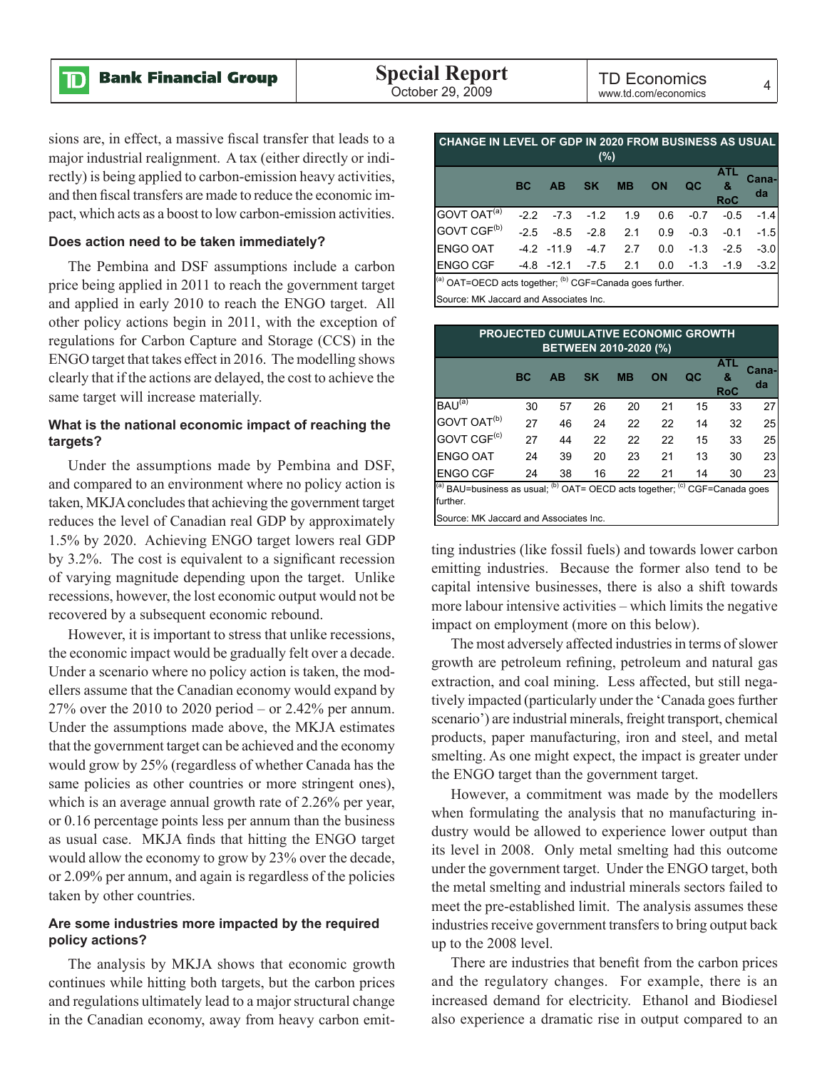sions are, in effect, a massive fiscal transfer that leads to a major industrial realignment. A tax (either directly or indirectly) is being applied to carbon-emission heavy activities, and then fiscal transfers are made to reduce the economic impact, which acts as a boost to low carbon-emission activities.

**Does action need to be taken immediately?**

The Pembina and DSF assumptions include a carbon price being applied in 2011 to reach the government target and applied in early 2010 to reach the ENGO target. All other policy actions begin in 2011, with the exception of regulations for Carbon Capture and Storage (CCS) in the ENGO target that takes effect in 2016. The modelling shows clearly that if the actions are delayed, the cost to achieve the same target will increase materially.

**What is the national economic impact of reaching the targets?**

Under the assumptions made by Pembina and DSF, and compared to an environment where no policy action is taken, MKJA concludes that achieving the government target reduces the level of Canadian real GDP by approximately 1.5% by 2020. Achieving ENGO target lowers real GDP by 3.2%. The cost is equivalent to a significant recession of varying magnitude depending upon the target. Unlike recessions, however, the lost economic output would not be recovered by a subsequent economic rebound.

However, it is important to stress that unlike recessions, the economic impact would be gradually felt over a decade. Under a scenario where no policy action is taken, the modellers assume that the Canadian economy would expand by 27% over the 2010 to 2020 period – or 2.42% per annum. Under the assumptions made above, the MKJA estimates that the government target can be achieved and the economy would grow by 25% (regardless of whether Canada has the same policies as other countries or more stringent ones), which is an average annual growth rate of 2.26% per year, or 0.16 percentage points less per annum than the business as usual case. MKJA finds that hitting the ENGO target would allow the economy to grow by 23% over the decade, or 2.09% per annum, and again is regardless of the policies taken by other countries.

**Are some industries more impacted by the required policy actions?**

The analysis by MKJA shows that economic growth continues while hitting both targets, but the carbon prices and regulations ultimately lead to a major structural change in the Canadian economy, away from heavy carbon emitting industries (like fossil fuels) and towards lower carbon emitting industries. Because the former also tend to be capital intensive businesses, there is also a shift towards more labour intensive activities – which limits the negative impact on employment (more on this below).

**CHANGE IN LEVEL OF GDP IN 2020 FROM BUSINESS AS USUAL (%)**

| | BC | AB | SK | MB | ON | QC | ATL & RoC | Canada |
|---|---|---|---|---|---|---|---|---|
| GOVT OAT[a] | -2.2 | -7.3 | -1.2 | 1.9 | 0.6 | -0.7 | -0.5 | -1.4 |
| GOVT CGF[b] | -2.5 | -8.5 | -2.8 | 2.1 | 0.9 | -0.3 | -0.1 | -1.5 |
| ENGO OAT | -4.2 | -11.9 | -4.7 | 2.7 | 0.0 | -1.3 | -2.5 | -3.0 |
| ENGO CGF | -4.8 | -12.1 | -7.5 | 2.1 | 0.0 | -1.3 | -1.9 | -3.2 |

[a] OAT=OECD acts together; [b] CGF=Canada goes further.

Source: MK Jaccard and Associates Inc.

**PROJECTED CUMULATIVE ECONOMIC GROWTH BETWEEN 2010-2020 (%)**

| | BC | AB | SK | MB | ON | QC | ATL & RoC | Canada |
|---|---|---|---|---|---|---|---|---|
| BAU[a] | 30 | 57 | 26 | 20 | 21 | 15 | 33 | 27 |
| GOVT OAT[b] | 27 | 46 | 24 | 22 | 22 | 14 | 32 | 25 |
| GOVT CGF[c] | 27 | 44 | 22 | 22 | 22 | 15 | 33 | 25 |
| ENGO OAT | 24 | 39 | 20 | 23 | 21 | 13 | 30 | 23 |
| ENGO CGF | 24 | 38 | 16 | 22 | 21 | 14 | 30 | 23 |

[a] BAU=business as usual; [b] OAT= OECD acts together; [c] CGF=Canada goes further.

Source: MK Jaccard and Associates Inc.

The most adversely affected industries in terms of slower growth are petroleum refining, petroleum and natural gas extraction, and coal mining. Less affected, but still negatively impacted (particularly under the 'Canada goes further scenario') are industrial minerals, freight transport, chemical products, paper manufacturing, iron and steel, and metal smelting. As one might expect, the impact is greater under the ENGO target than the government target.

However, a commitment was made by the modellers when formulating the analysis that no manufacturing industry would be allowed to experience lower output than its level in 2008. Only metal smelting had this outcome under the government target. Under the ENGO target, both the metal smelting and industrial minerals sectors failed to meet the pre-established limit. The analysis assumes these industries receive government transfers to bring output back up to the 2008 level.

There are industries that benefit from the carbon prices and the regulatory changes. For example, there is an increased demand for electricity. Ethanol and Biodiesel also experience a dramatic rise in output compared to an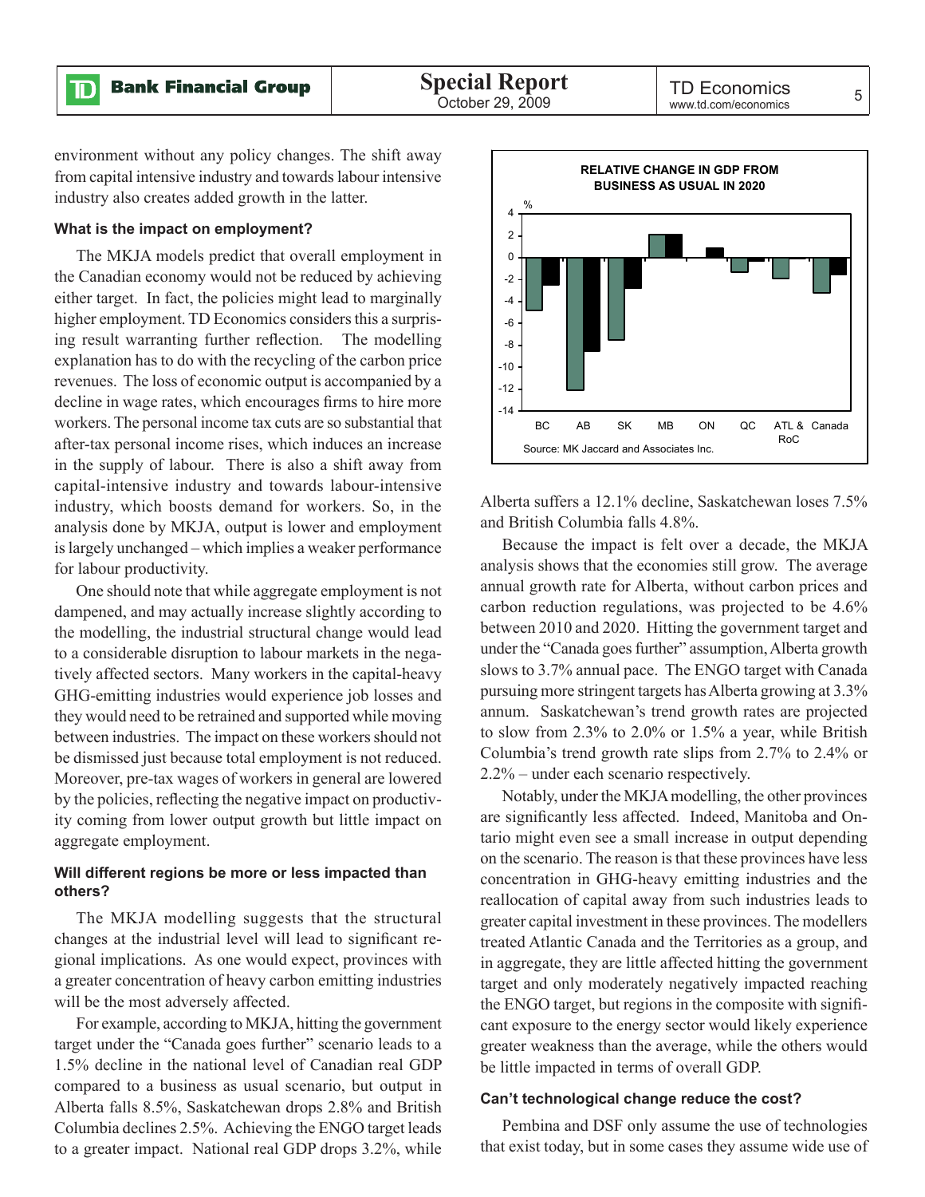environment without any policy changes. The shift away from capital intensive industry and towards labour intensive industry also creates added growth in the latter.

#### What is the impact on employment?

The MKJA models predict that overall employment in the Canadian economy would not be reduced by achieving either target. In fact, the policies might lead to marginally higher employment. TD Economics considers this a surprising result warranting further reflection. The modelling explanation has to do with the recycling of the carbon price revenues. The loss of economic output is accompanied by a decline in wage rates, which encourages firms to hire more workers. The personal income tax cuts are so substantial that after-tax personal income rises, which induces an increase in the supply of labour. There is also a shift away from capital-intensive industry and towards labour-intensive industry, which boosts demand for workers. So, in the analysis done by MKJA, output is lower and employment is largely unchanged – which implies a weaker performance for labour productivity.

One should note that while aggregate employment is not dampened, and may actually increase slightly according to the modelling, the industrial structural change would lead to a considerable disruption to labour markets in the negatively affected sectors. Many workers in the capital-heavy GHG-emitting industries would experience job losses and they would need to be retrained and supported while moving between industries. The impact on these workers should not be dismissed just because total employment is not reduced. Moreover, pre-tax wages of workers in general are lowered by the policies, reflecting the negative impact on productivity coming from lower output growth but little impact on aggregate employment.

#### Will different regions be more or less impacted than others?

The MKJA modelling suggests that the structural changes at the industrial level will lead to significant regional implications. As one would expect, provinces with a greater concentration of heavy carbon emitting industries will be the most adversely affected.

For example, according to MKJA, hitting the government target under the "Canada goes further" scenario leads to a 1.5% decline in the national level of Canadian real GDP compared to a business as usual scenario, but output in Alberta falls 8.5%, Saskatchewan drops 2.8% and British Columbia declines 2.5%. Achieving the ENGO target leads to a greater impact. National real GDP drops 3.2%, while Alberta suffers a 12.1% decline, Saskatchewan loses 7.5% and British Columbia falls 4.8%.

**RELATIVE CHANGE IN GDP FROM BUSINESS AS USUAL IN 2020**

Source: MK Jaccard and Associates Inc.

Because the impact is felt over a decade, the MKJA analysis shows that the economies still grow. The average annual growth rate for Alberta, without carbon prices and carbon reduction regulations, was projected to be 4.6% between 2010 and 2020. Hitting the government target and under the "Canada goes further" assumption, Alberta growth slows to 3.7% annual pace. The ENGO target with Canada pursuing more stringent targets has Alberta growing at 3.3% annum. Saskatchewan's trend growth rates are projected to slow from 2.3% to 2.0% or 1.5% a year, while British Columbia's trend growth rate slips from 2.7% to 2.4% or 2.2% – under each scenario respectively.

Notably, under the MKJA modelling, the other provinces are significantly less affected. Indeed, Manitoba and Ontario might even see a small increase in output depending on the scenario. The reason is that these provinces have less concentration in GHG-heavy emitting industries and the reallocation of capital away from such industries leads to greater capital investment in these provinces. The modellers treated Atlantic Canada and the Territories as a group, and in aggregate, they are little affected hitting the government target and only moderately negatively impacted reaching the ENGO target, but regions in the composite with significant exposure to the energy sector would likely experience greater weakness than the average, while the others would be little impacted in terms of overall GDP.

#### Can't technological change reduce the cost?

Pembina and DSF only assume the use of technologies that exist today, but in some cases they assume wide use of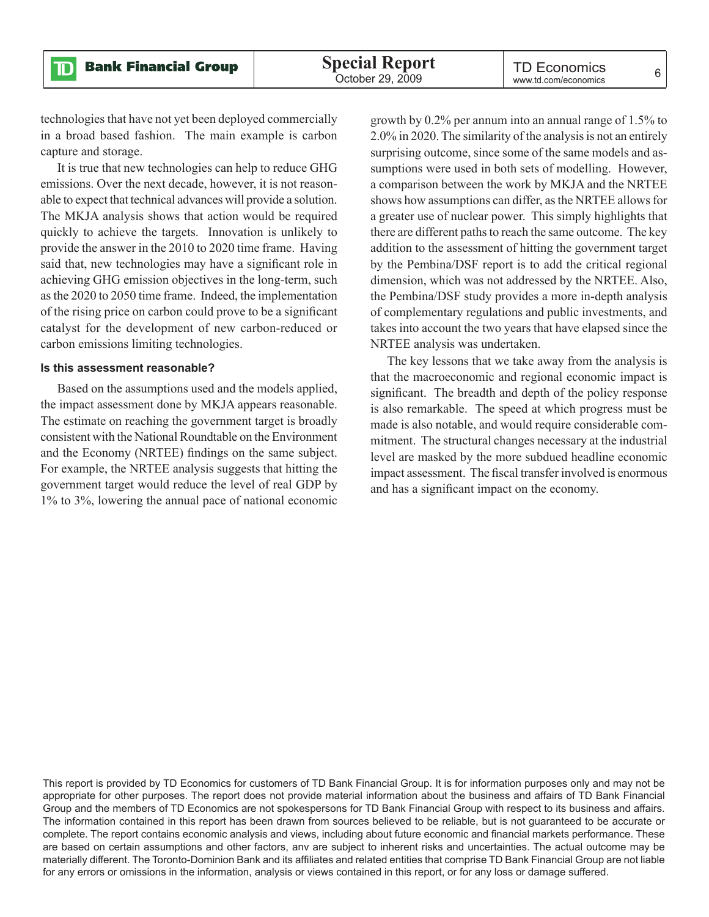technologies that have not yet been deployed commercially in a broad based fashion. The main example is carbon capture and storage.

It is true that new technologies can help to reduce GHG emissions. Over the next decade, however, it is not reasonable to expect that technical advances will provide a solution. The MKJA analysis shows that action would be required quickly to achieve the targets. Innovation is unlikely to provide the answer in the 2010 to 2020 time frame. Having said that, new technologies may have a significant role in achieving GHG emission objectives in the long-term, such as the 2020 to 2050 time frame. Indeed, the implementation of the rising price on carbon could prove to be a significant catalyst for the development of new carbon-reduced or carbon emissions limiting technologies.

#### Is this assessment reasonable?

Based on the assumptions used and the models applied, the impact assessment done by MKJA appears reasonable. The estimate on reaching the government target is broadly consistent with the National Roundtable on the Environment and the Economy (NRTEE) findings on the same subject. For example, the NRTEE analysis suggests that hitting the government target would reduce the level of real GDP by 1% to 3%, lowering the annual pace of national economic growth by 0.2% per annum into an annual range of 1.5% to 2.0% in 2020. The similarity of the analysis is not an entirely surprising outcome, since some of the same models and assumptions were used in both sets of modelling. However, a comparison between the work by MKJA and the NRTEE shows how assumptions can differ, as the NRTEE allows for a greater use of nuclear power. This simply highlights that there are different paths to reach the same outcome. The key addition to the assessment of hitting the government target by the Pembina/DSF report is to add the critical regional dimension, which was not addressed by the NRTEE. Also, the Pembina/DSF study provides a more in-depth analysis of complementary regulations and public investments, and takes into account the two years that have elapsed since the NRTEE analysis was undertaken.

The key lessons that we take away from the analysis is that the macroeconomic and regional economic impact is significant. The breadth and depth of the policy response is also remarkable. The speed at which progress must be made is also notable, and would require considerable commitment. The structural changes necessary at the industrial level are masked by the more subdued headline economic impact assessment. The fiscal transfer involved is enormous and has a significant impact on the economy.

This report is provided by TD Economics for customers of TD Bank Financial Group. It is for information purposes only and may not be appropriate for other purposes. The report does not provide material information about the business and affairs of TD Bank Financial Group and the members of TD Economics are not spokespersons for TD Bank Financial Group with respect to its business and affairs. The information contained in this report has been drawn from sources believed to be reliable, but is not guaranteed to be accurate or complete. The report contains economic analysis and views, including about future economic and financial markets performance. These are based on certain assumptions and other factors, anv are subject to inherent risks and uncertainties. The actual outcome may be materially different. The Toronto-Dominion Bank and its affiliates and related entities that comprise TD Bank Financial Group are not liable for any errors or omissions in the information, analysis or views contained in this report, or for any loss or damage suffered.